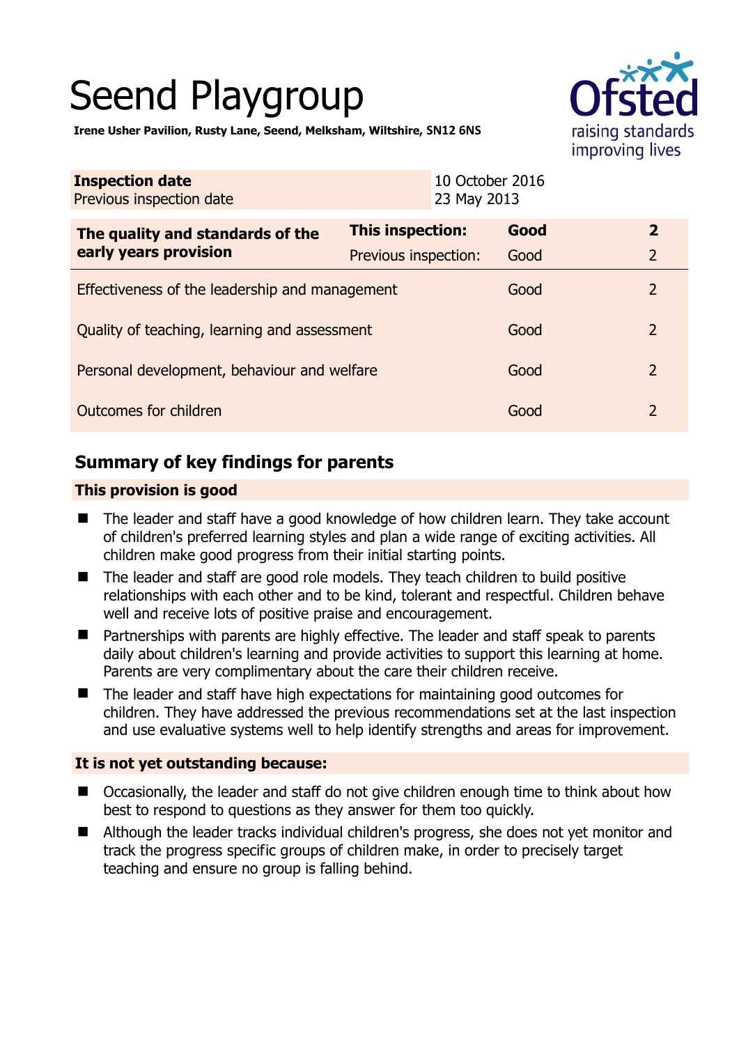# Seend Playgroup

**Irene Usher Pavilion, Rusty Lane, Seend, Melksham, Wiltshire, SN12 6NS**

| **Inspection date** | 10 October 2016 |
|---|---|
| Previous inspection date | 23 May 2013 |

| **The quality and standards of the early years provision** | **This inspection:** | **Good** | **2** |
|---|---|---|---|
| | Previous inspection: | Good | 2 |
| Effectiveness of the leadership and management | | Good | 2 |
| Quality of teaching, learning and assessment | | Good | 2 |
| Personal development, behaviour and welfare | | Good | 2 |
| Outcomes for children | | Good | 2 |

## Summary of key findings for parents

### This provision is good

- The leader and staff have a good knowledge of how children learn. They take account of children's preferred learning styles and plan a wide range of exciting activities. All children make good progress from their initial starting points.
- The leader and staff are good role models. They teach children to build positive relationships with each other and to be kind, tolerant and respectful. Children behave well and receive lots of positive praise and encouragement.
- Partnerships with parents are highly effective. The leader and staff speak to parents daily about children's learning and provide activities to support this learning at home. Parents are very complimentary about the care their children receive.
- The leader and staff have high expectations for maintaining good outcomes for children. They have addressed the previous recommendations set at the last inspection and use evaluative systems well to help identify strengths and areas for improvement.

### It is not yet outstanding because:

- Occasionally, the leader and staff do not give children enough time to think about how best to respond to questions as they answer for them too quickly.
- Although the leader tracks individual children's progress, she does not yet monitor and track the progress specific groups of children make, in order to precisely target teaching and ensure no group is falling behind.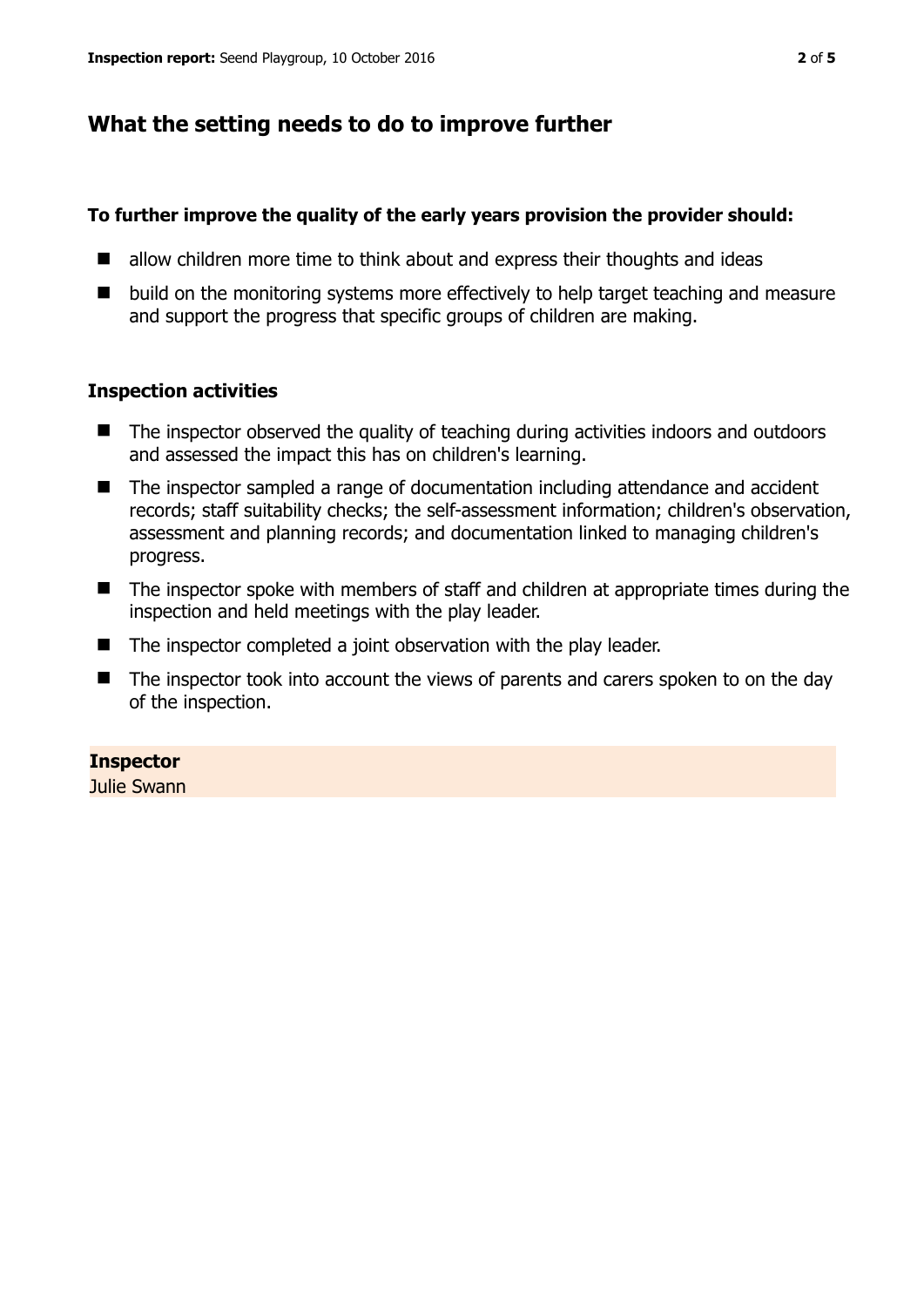## What the setting needs to do to improve further

**To further improve the quality of the early years provision the provider should:**

- allow children more time to think about and express their thoughts and ideas
- build on the monitoring systems more effectively to help target teaching and measure and support the progress that specific groups of children are making.

### Inspection activities

- The inspector observed the quality of teaching during activities indoors and outdoors and assessed the impact this has on children's learning.
- The inspector sampled a range of documentation including attendance and accident records; staff suitability checks; the self-assessment information; children's observation, assessment and planning records; and documentation linked to managing children's progress.
- The inspector spoke with members of staff and children at appropriate times during the inspection and held meetings with the play leader.
- The inspector completed a joint observation with the play leader.
- The inspector took into account the views of parents and carers spoken to on the day of the inspection.

**Inspector**
Julie Swann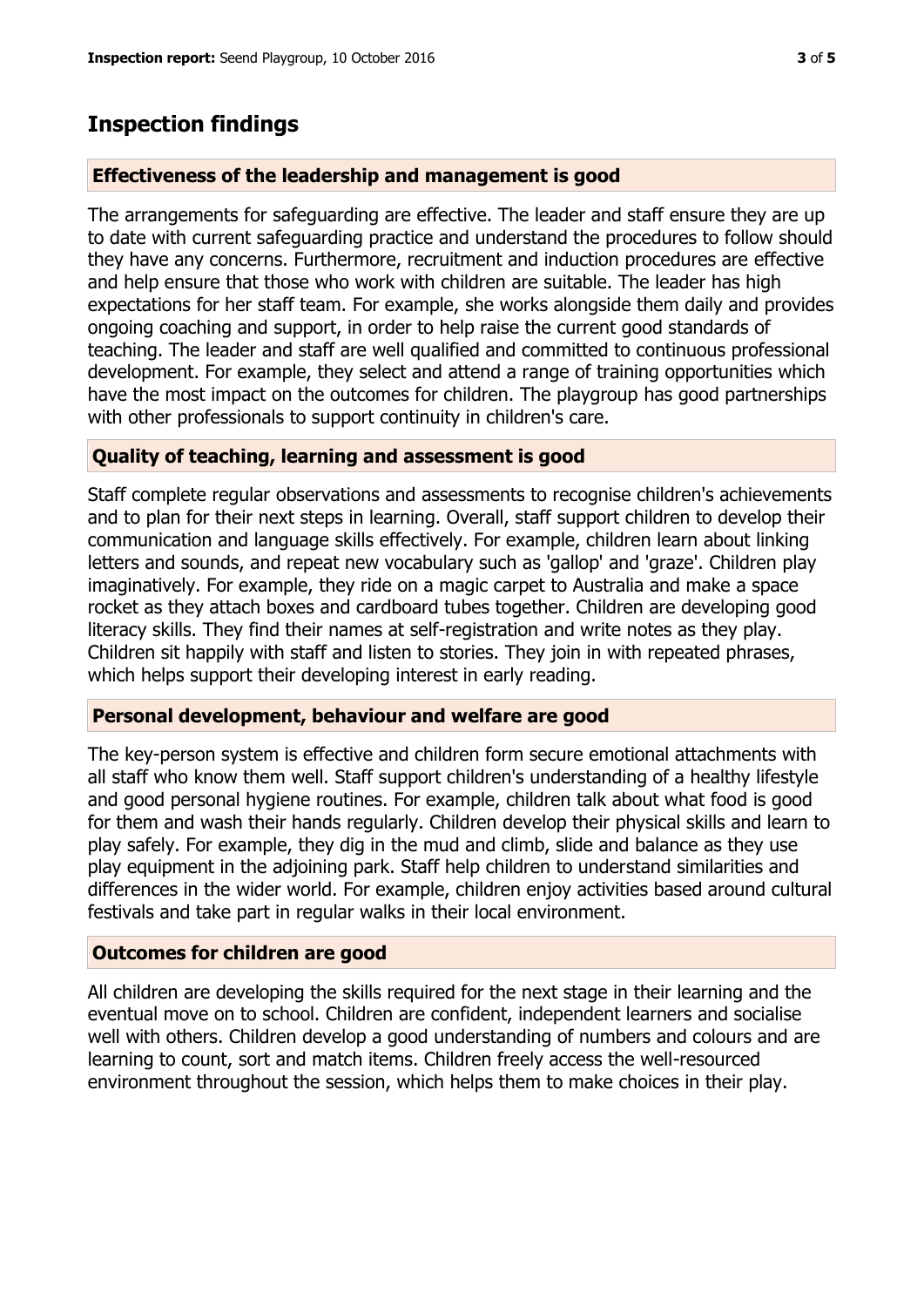## Inspection findings

### Effectiveness of the leadership and management is good

The arrangements for safeguarding are effective. The leader and staff ensure they are up to date with current safeguarding practice and understand the procedures to follow should they have any concerns. Furthermore, recruitment and induction procedures are effective and help ensure that those who work with children are suitable. The leader has high expectations for her staff team. For example, she works alongside them daily and provides ongoing coaching and support, in order to help raise the current good standards of teaching. The leader and staff are well qualified and committed to continuous professional development. For example, they select and attend a range of training opportunities which have the most impact on the outcomes for children. The playgroup has good partnerships with other professionals to support continuity in children's care.

### Quality of teaching, learning and assessment is good

Staff complete regular observations and assessments to recognise children's achievements and to plan for their next steps in learning. Overall, staff support children to develop their communication and language skills effectively. For example, children learn about linking letters and sounds, and repeat new vocabulary such as 'gallop' and 'graze'. Children play imaginatively. For example, they ride on a magic carpet to Australia and make a space rocket as they attach boxes and cardboard tubes together. Children are developing good literacy skills. They find their names at self-registration and write notes as they play. Children sit happily with staff and listen to stories. They join in with repeated phrases, which helps support their developing interest in early reading.

### Personal development, behaviour and welfare are good

The key-person system is effective and children form secure emotional attachments with all staff who know them well. Staff support children's understanding of a healthy lifestyle and good personal hygiene routines. For example, children talk about what food is good for them and wash their hands regularly. Children develop their physical skills and learn to play safely. For example, they dig in the mud and climb, slide and balance as they use play equipment in the adjoining park. Staff help children to understand similarities and differences in the wider world. For example, children enjoy activities based around cultural festivals and take part in regular walks in their local environment.

### Outcomes for children are good

All children are developing the skills required for the next stage in their learning and the eventual move on to school. Children are confident, independent learners and socialise well with others. Children develop a good understanding of numbers and colours and are learning to count, sort and match items. Children freely access the well-resourced environment throughout the session, which helps them to make choices in their play.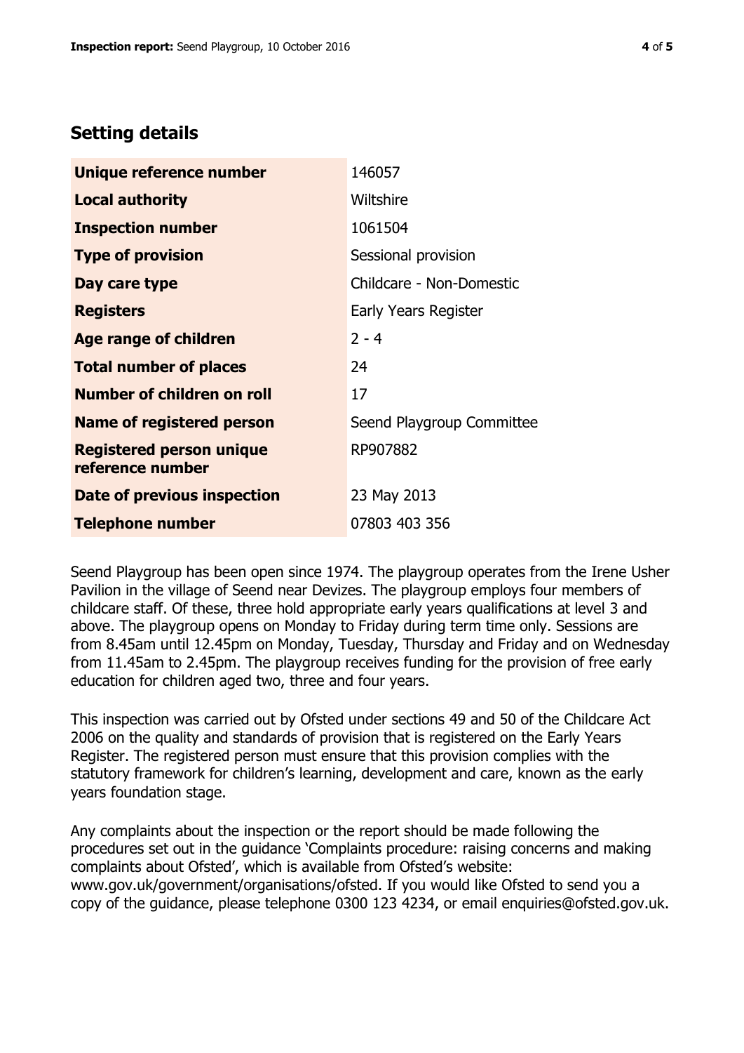## Setting details

| | |
|---|---|
| **Unique reference number** | 146057 |
| **Local authority** | Wiltshire |
| **Inspection number** | 1061504 |
| **Type of provision** | Sessional provision |
| **Day care type** | Childcare - Non-Domestic |
| **Registers** | Early Years Register |
| **Age range of children** | 2 - 4 |
| **Total number of places** | 24 |
| **Number of children on roll** | 17 |
| **Name of registered person** | Seend Playgroup Committee |
| **Registered person unique reference number** | RP907882 |
| **Date of previous inspection** | 23 May 2013 |
| **Telephone number** | 07803 403 356 |

Seend Playgroup has been open since 1974. The playgroup operates from the Irene Usher Pavilion in the village of Seend near Devizes. The playgroup employs four members of childcare staff. Of these, three hold appropriate early years qualifications at level 3 and above. The playgroup opens on Monday to Friday during term time only. Sessions are from 8.45am until 12.45pm on Monday, Tuesday, Thursday and Friday and on Wednesday from 11.45am to 2.45pm. The playgroup receives funding for the provision of free early education for children aged two, three and four years.

This inspection was carried out by Ofsted under sections 49 and 50 of the Childcare Act 2006 on the quality and standards of provision that is registered on the Early Years Register. The registered person must ensure that this provision complies with the statutory framework for children's learning, development and care, known as the early years foundation stage.

Any complaints about the inspection or the report should be made following the procedures set out in the guidance 'Complaints procedure: raising concerns and making complaints about Ofsted', which is available from Ofsted's website: www.gov.uk/government/organisations/ofsted. If you would like Ofsted to send you a copy of the guidance, please telephone 0300 123 4234, or email enquiries@ofsted.gov.uk.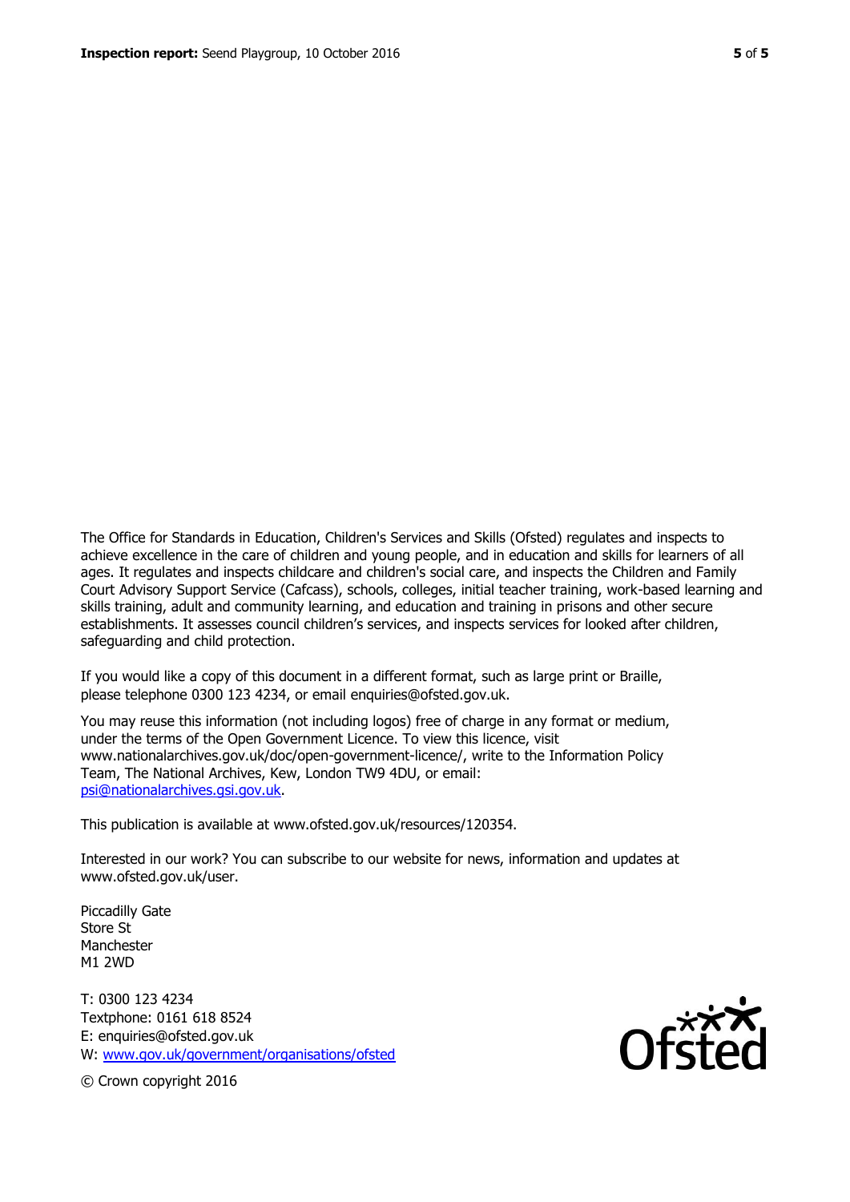The Office for Standards in Education, Children's Services and Skills (Ofsted) regulates and inspects to achieve excellence in the care of children and young people, and in education and skills for learners of all ages. It regulates and inspects childcare and children's social care, and inspects the Children and Family Court Advisory Support Service (Cafcass), schools, colleges, initial teacher training, work-based learning and skills training, adult and community learning, and education and training in prisons and other secure establishments. It assesses council children's services, and inspects services for looked after children, safeguarding and child protection.

If you would like a copy of this document in a different format, such as large print or Braille, please telephone 0300 123 4234, or email enquiries@ofsted.gov.uk.

You may reuse this information (not including logos) free of charge in any format or medium, under the terms of the Open Government Licence. To view this licence, visit www.nationalarchives.gov.uk/doc/open-government-licence/, write to the Information Policy Team, The National Archives, Kew, London TW9 4DU, or email: psi@nationalarchives.gsi.gov.uk.

This publication is available at www.ofsted.gov.uk/resources/120354.

Interested in our work? You can subscribe to our website for news, information and updates at www.ofsted.gov.uk/user.

Piccadilly Gate
Store St
Manchester
M1 2WD

T: 0300 123 4234
Textphone: 0161 618 8524
E: enquiries@ofsted.gov.uk
W: www.gov.uk/government/organisations/ofsted

© Crown copyright 2016